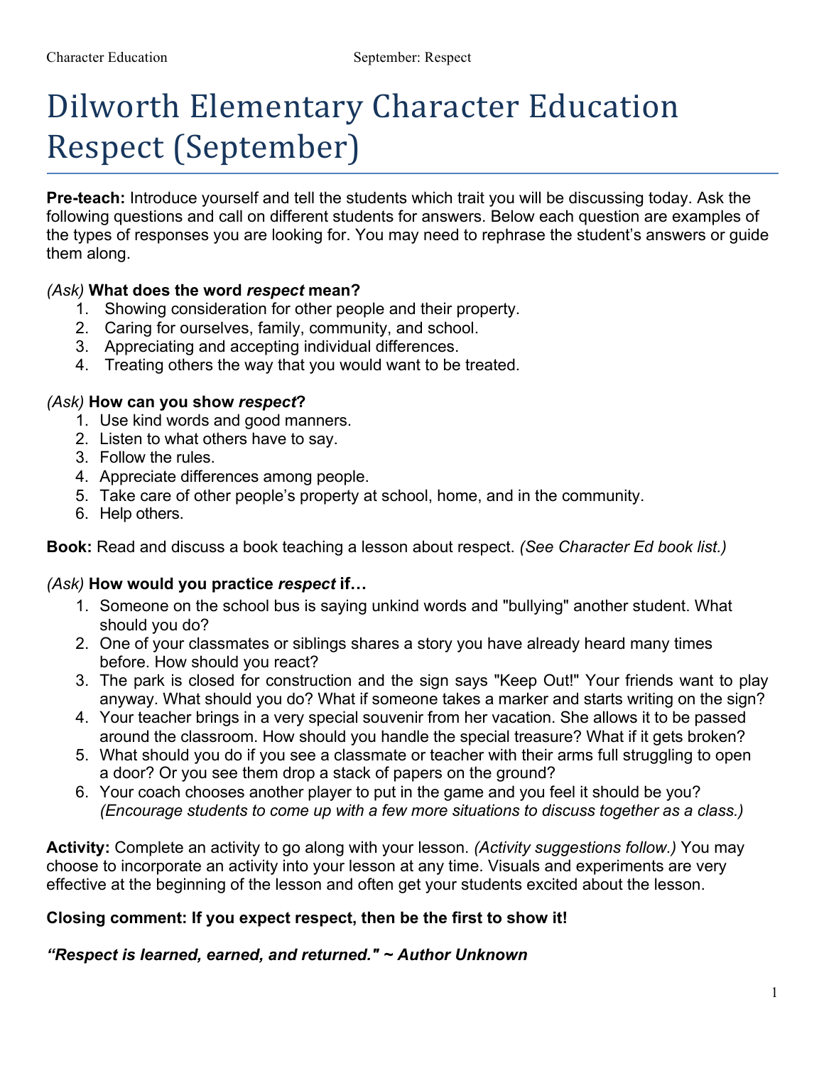# Dilworth Elementary Character Education Respect (September)

**Pre-teach:** Introduce yourself and tell the students which trait you will be discussing today. Ask the following questions and call on different students for answers. Below each question are examples of the types of responses you are looking for. You may need to rephrase the student's answers or guide them along.

*(Ask)* **What does the word *respect* mean?**

1. Showing consideration for other people and their property.
2. Caring for ourselves, family, community, and school.
3. Appreciating and accepting individual differences.
4. Treating others the way that you would want to be treated.

*(Ask)* **How can you show *respect*?**

1. Use kind words and good manners.
2. Listen to what others have to say.
3. Follow the rules.
4. Appreciate differences among people.
5. Take care of other people's property at school, home, and in the community.
6. Help others.

**Book:** Read and discuss a book teaching a lesson about respect. *(See Character Ed book list.)*

*(Ask)* **How would you practice *respect* if…**

1. Someone on the school bus is saying unkind words and "bullying" another student. What should you do?
2. One of your classmates or siblings shares a story you have already heard many times before. How should you react?
3. The park is closed for construction and the sign says "Keep Out!" Your friends want to play anyway. What should you do? What if someone takes a marker and starts writing on the sign?
4. Your teacher brings in a very special souvenir from her vacation. She allows it to be passed around the classroom. How should you handle the special treasure? What if it gets broken?
5. What should you do if you see a classmate or teacher with their arms full struggling to open a door? Or you see them drop a stack of papers on the ground?
6. Your coach chooses another player to put in the game and you feel it should be you? *(Encourage students to come up with a few more situations to discuss together as a class.)*

**Activity:** Complete an activity to go along with your lesson. *(Activity suggestions follow.)* You may choose to incorporate an activity into your lesson at any time. Visuals and experiments are very effective at the beginning of the lesson and often get your students excited about the lesson.

**Closing comment: If you expect respect, then be the first to show it!**

***"Respect is learned, earned, and returned." ~ Author Unknown***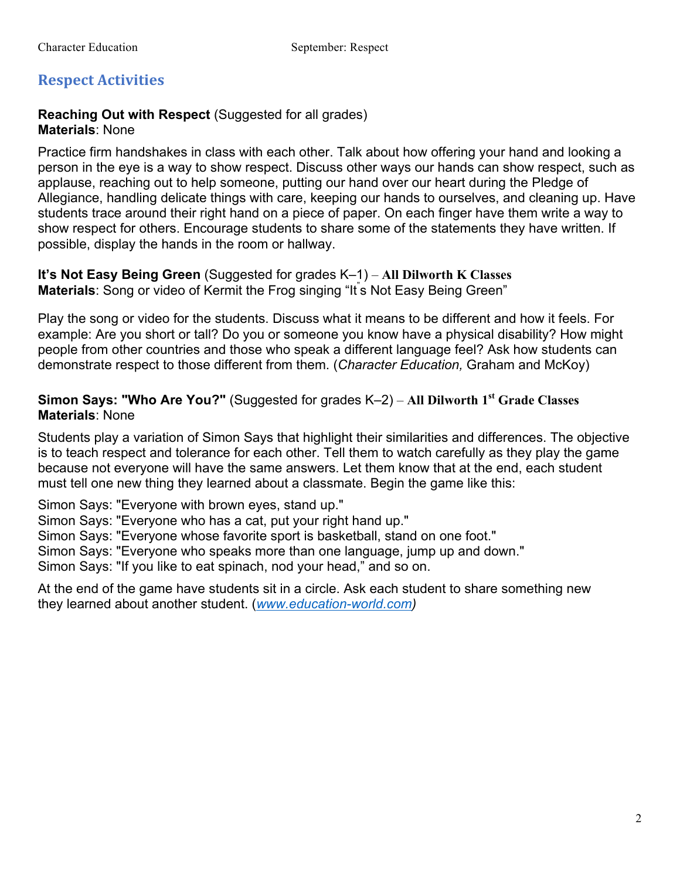## Respect Activities

**Reaching Out with Respect** (Suggested for all grades)
**Materials**: None

Practice firm handshakes in class with each other. Talk about how offering your hand and looking a person in the eye is a way to show respect. Discuss other ways our hands can show respect, such as applause, reaching out to help someone, putting our hand over our heart during the Pledge of Allegiance, handling delicate things with care, keeping our hands to ourselves, and cleaning up. Have students trace around their right hand on a piece of paper. On each finger have them write a way to show respect for others. Encourage students to share some of the statements they have written. If possible, display the hands in the room or hallway.

**It's Not Easy Being Green** (Suggested for grades K–1) – **All Dilworth K Classes**
**Materials**: Song or video of Kermit the Frog singing "It's Not Easy Being Green"

Play the song or video for the students. Discuss what it means to be different and how it feels. For example: Are you short or tall? Do you or someone you know have a physical disability? How might people from other countries and those who speak a different language feel? Ask how students can demonstrate respect to those different from them. (*Character Education,* Graham and McKoy)

**Simon Says: "Who Are You?"** (Suggested for grades K–2) – **All Dilworth 1st Grade Classes**
**Materials**: None

Students play a variation of Simon Says that highlight their similarities and differences. The objective is to teach respect and tolerance for each other. Tell them to watch carefully as they play the game because not everyone will have the same answers. Let them know that at the end, each student must tell one new thing they learned about a classmate. Begin the game like this:

Simon Says: "Everyone with brown eyes, stand up."
Simon Says: "Everyone who has a cat, put your right hand up."
Simon Says: "Everyone whose favorite sport is basketball, stand on one foot."
Simon Says: "Everyone who speaks more than one language, jump up and down."
Simon Says: "If you like to eat spinach, nod your head," and so on.

At the end of the game have students sit in a circle. Ask each student to share something new they learned about another student. (*www.education-world.com*)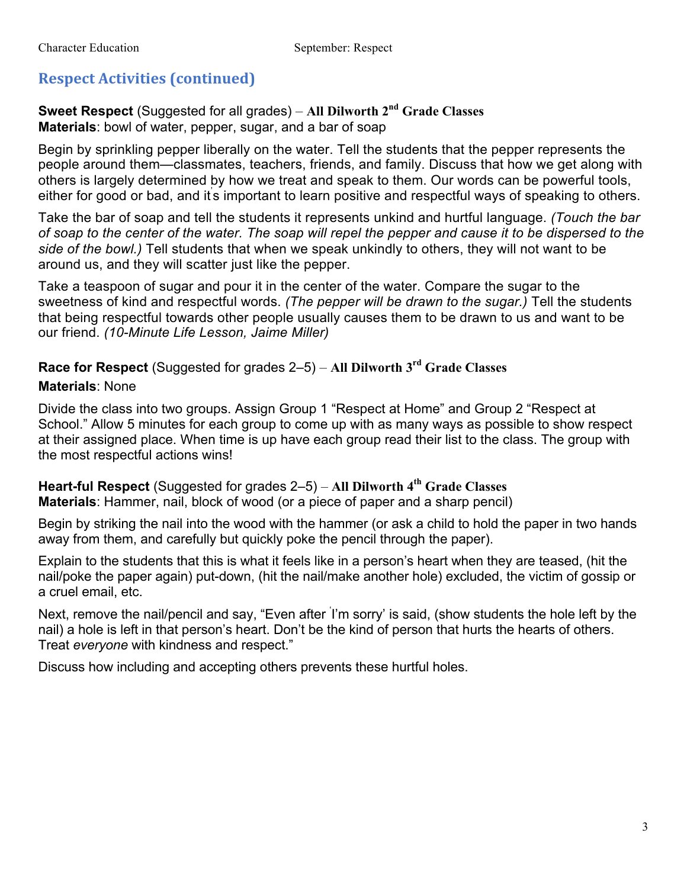## Respect Activities (continued)

**Sweet Respect** (Suggested for all grades) – **All Dilworth 2nd Grade Classes**
**Materials**: bowl of water, pepper, sugar, and a bar of soap

Begin by sprinkling pepper liberally on the water. Tell the students that the pepper represents the people around them—classmates, teachers, friends, and family. Discuss that how we get along with others is largely determined by how we treat and speak to them. Our words can be powerful tools, either for good or bad, and it's important to learn positive and respectful ways of speaking to others.

Take the bar of soap and tell the students it represents unkind and hurtful language. *(Touch the bar of soap to the center of the water. The soap will repel the pepper and cause it to be dispersed to the side of the bowl.)* Tell students that when we speak unkindly to others, they will not want to be around us, and they will scatter just like the pepper.

Take a teaspoon of sugar and pour it in the center of the water. Compare the sugar to the sweetness of kind and respectful words. *(The pepper will be drawn to the sugar.)* Tell the students that being respectful towards other people usually causes them to be drawn to us and want to be our friend. *(10-Minute Life Lesson, Jaime Miller)*

**Race for Respect** (Suggested for grades 2–5) – **All Dilworth 3rd Grade Classes**
**Materials**: None

Divide the class into two groups. Assign Group 1 "Respect at Home" and Group 2 "Respect at School." Allow 5 minutes for each group to come up with as many ways as possible to show respect at their assigned place. When time is up have each group read their list to the class. The group with the most respectful actions wins!

**Heart-ful Respect** (Suggested for grades 2–5) – **All Dilworth 4th Grade Classes**
**Materials**: Hammer, nail, block of wood (or a piece of paper and a sharp pencil)

Begin by striking the nail into the wood with the hammer (or ask a child to hold the paper in two hands away from them, and carefully but quickly poke the pencil through the paper).

Explain to the students that this is what it feels like in a person's heart when they are teased, (hit the nail/poke the paper again) put-down, (hit the nail/make another hole) excluded, the victim of gossip or a cruel email, etc.

Next, remove the nail/pencil and say, "Even after 'I'm sorry' is said, (show students the hole left by the nail) a hole is left in that person's heart. Don't be the kind of person that hurts the hearts of others. Treat *everyone* with kindness and respect."

Discuss how including and accepting others prevents these hurtful holes.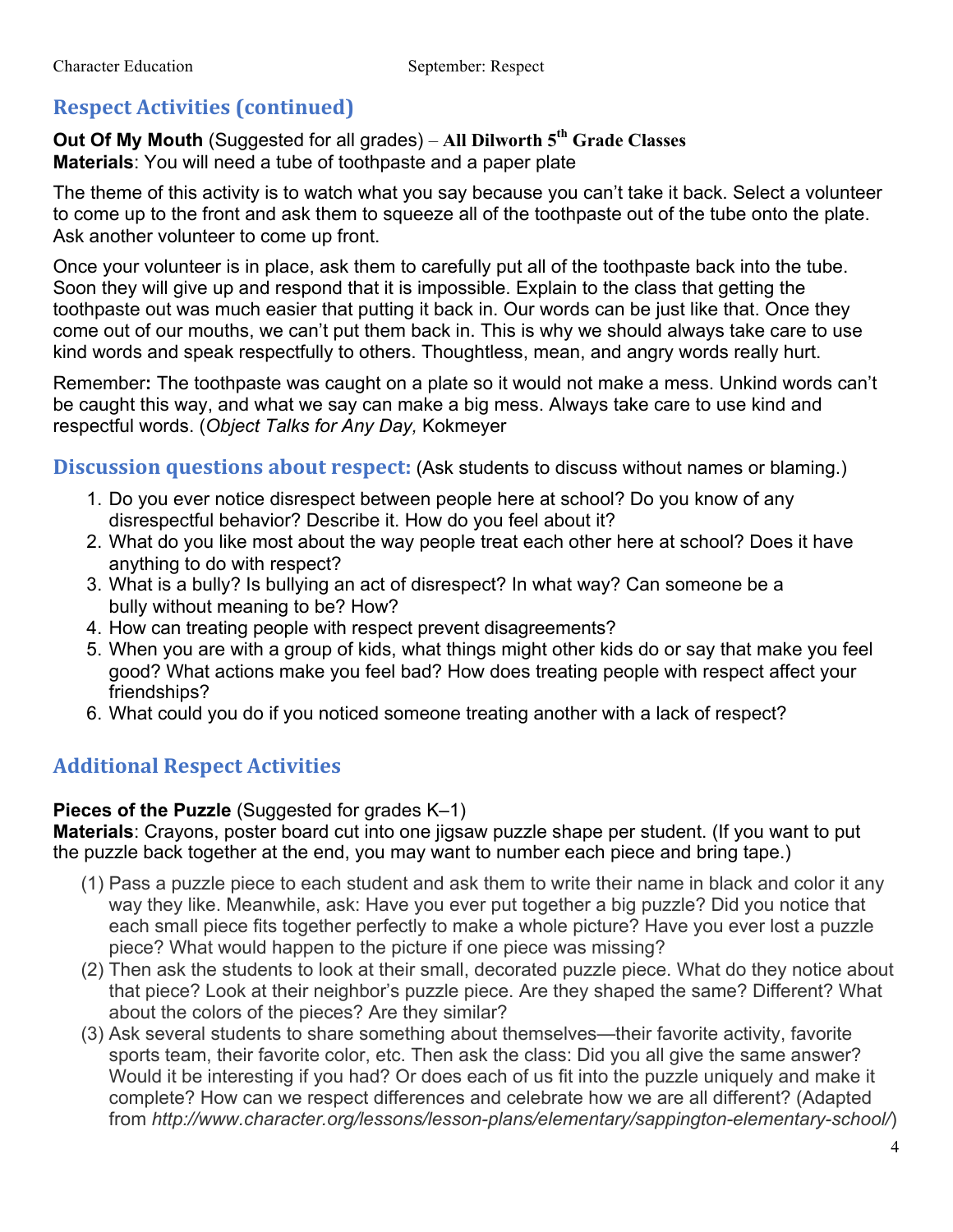## Respect Activities (continued)

**Out Of My Mouth** (Suggested for all grades) – **All Dilworth 5th Grade Classes**
**Materials**: You will need a tube of toothpaste and a paper plate

The theme of this activity is to watch what you say because you can't take it back. Select a volunteer to come up to the front and ask them to squeeze all of the toothpaste out of the tube onto the plate. Ask another volunteer to come up front.

Once your volunteer is in place, ask them to carefully put all of the toothpaste back into the tube. Soon they will give up and respond that it is impossible. Explain to the class that getting the toothpaste out was much easier that putting it back in. Our words can be just like that. Once they come out of our mouths, we can't put them back in. This is why we should always take care to use kind words and speak respectfully to others. Thoughtless, mean, and angry words really hurt.

Remember**:** The toothpaste was caught on a plate so it would not make a mess. Unkind words can't be caught this way, and what we say can make a big mess. Always take care to use kind and respectful words. (*Object Talks for Any Day,* Kokmeyer

## Discussion questions about respect: (Ask students to discuss without names or blaming.)

1. Do you ever notice disrespect between people here at school? Do you know of any disrespectful behavior? Describe it. How do you feel about it?
2. What do you like most about the way people treat each other here at school? Does it have anything to do with respect?
3. What is a bully? Is bullying an act of disrespect? In what way? Can someone be a bully without meaning to be? How?
4. How can treating people with respect prevent disagreements?
5. When you are with a group of kids, what things might other kids do or say that make you feel good? What actions make you feel bad? How does treating people with respect affect your friendships?
6. What could you do if you noticed someone treating another with a lack of respect?

## Additional Respect Activities

**Pieces of the Puzzle** (Suggested for grades K–1)
**Materials**: Crayons, poster board cut into one jigsaw puzzle shape per student. (If you want to put the puzzle back together at the end, you may want to number each piece and bring tape.)

(1) Pass a puzzle piece to each student and ask them to write their name in black and color it any way they like. Meanwhile, ask: Have you ever put together a big puzzle? Did you notice that each small piece fits together perfectly to make a whole picture? Have you ever lost a puzzle piece? What would happen to the picture if one piece was missing?

(2) Then ask the students to look at their small, decorated puzzle piece. What do they notice about that piece? Look at their neighbor's puzzle piece. Are they shaped the same? Different? What about the colors of the pieces? Are they similar?

(3) Ask several students to share something about themselves—their favorite activity, favorite sports team, their favorite color, etc. Then ask the class: Did you all give the same answer? Would it be interesting if you had? Or does each of us fit into the puzzle uniquely and make it complete? How can we respect differences and celebrate how we are all different? (Adapted from *http://www.character.org/lessons/lesson-plans/elementary/sappington-elementary-school/*)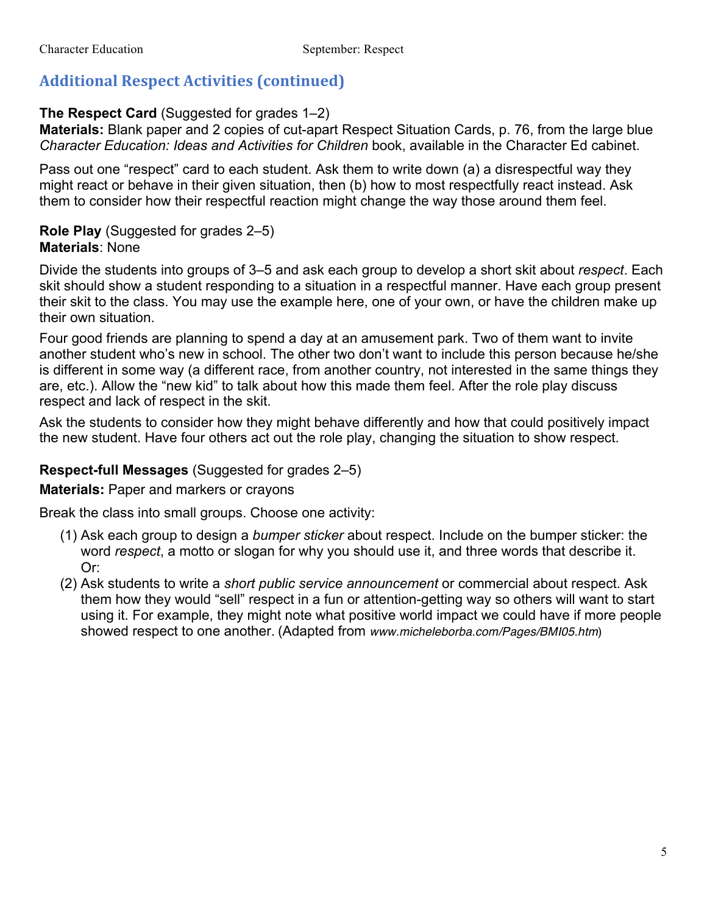## Additional Respect Activities (continued)

**The Respect Card** (Suggested for grades 1–2)
**Materials:** Blank paper and 2 copies of cut-apart Respect Situation Cards, p. 76, from the large blue *Character Education: Ideas and Activities for Children* book, available in the Character Ed cabinet.

Pass out one "respect" card to each student. Ask them to write down (a) a disrespectful way they might react or behave in their given situation, then (b) how to most respectfully react instead. Ask them to consider how their respectful reaction might change the way those around them feel.

**Role Play** (Suggested for grades 2–5)
**Materials**: None

Divide the students into groups of 3–5 and ask each group to develop a short skit about *respect*. Each skit should show a student responding to a situation in a respectful manner. Have each group present their skit to the class. You may use the example here, one of your own, or have the children make up their own situation.

Four good friends are planning to spend a day at an amusement park. Two of them want to invite another student who's new in school. The other two don't want to include this person because he/she is different in some way (a different race, from another country, not interested in the same things they are, etc.). Allow the "new kid" to talk about how this made them feel. After the role play discuss respect and lack of respect in the skit.

Ask the students to consider how they might behave differently and how that could positively impact the new student. Have four others act out the role play, changing the situation to show respect.

**Respect-full Messages** (Suggested for grades 2–5)

**Materials:** Paper and markers or crayons

Break the class into small groups. Choose one activity:

(1) Ask each group to design a *bumper sticker* about respect. Include on the bumper sticker: the word *respect*, a motto or slogan for why you should use it, and three words that describe it. Or:

(2) Ask students to write a *short public service announcement* or commercial about respect. Ask them how they would "sell" respect in a fun or attention-getting way so others will want to start using it. For example, they might note what positive world impact we could have if more people showed respect to one another. (Adapted from *www.micheleborba.com/Pages/BMI05.htm*)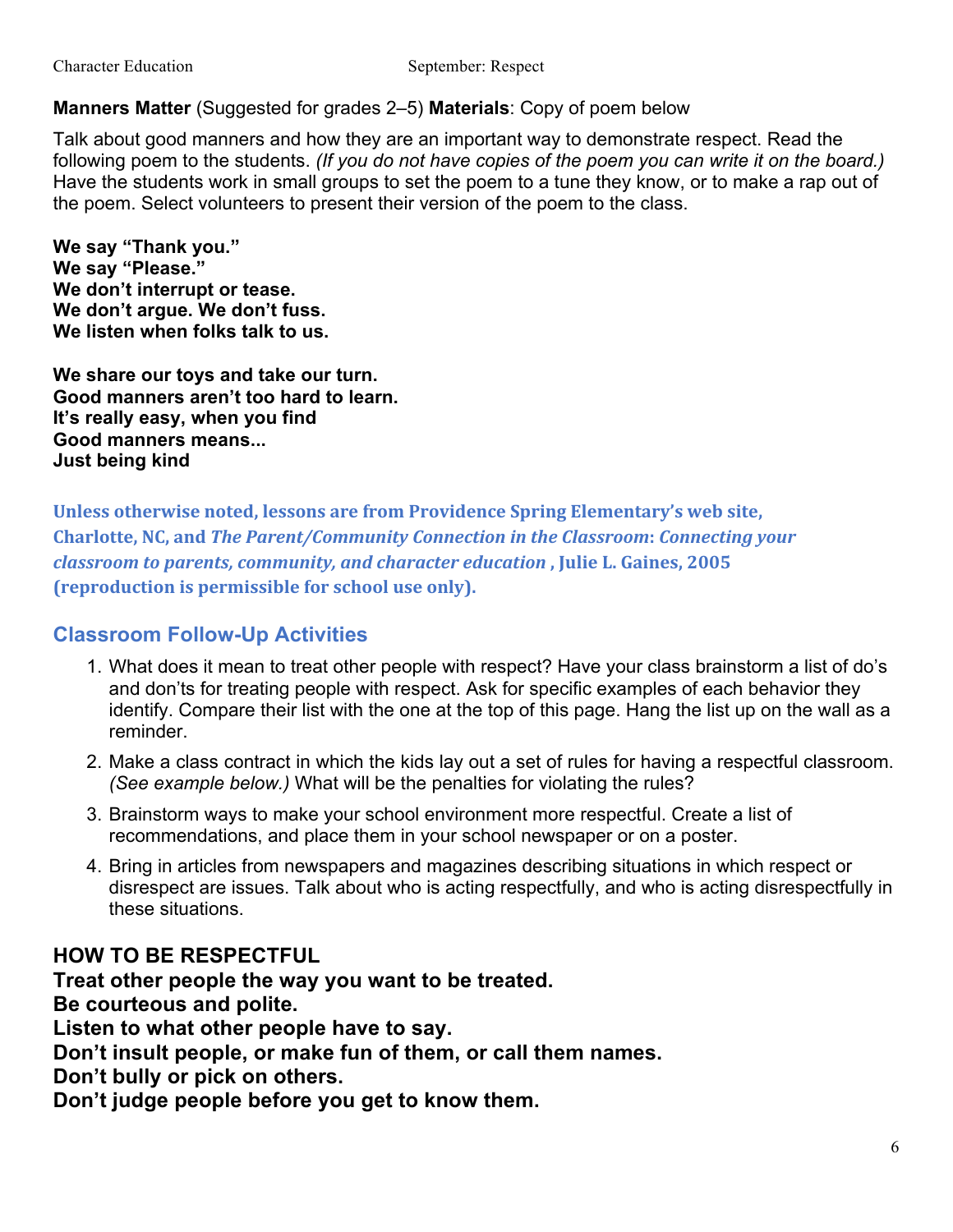**Manners Matter** (Suggested for grades 2–5) **Materials**: Copy of poem below

Talk about good manners and how they are an important way to demonstrate respect. Read the following poem to the students. *(If you do not have copies of the poem you can write it on the board.)* Have the students work in small groups to set the poem to a tune they know, or to make a rap out of the poem. Select volunteers to present their version of the poem to the class.

**We say "Thank you."**
**We say "Please."**
**We don't interrupt or tease.**
**We don't argue. We don't fuss.**
**We listen when folks talk to us.**

**We share our toys and take our turn.**
**Good manners aren't too hard to learn.**
**It's really easy, when you find**
**Good manners means...**
**Just being kind**

**Unless otherwise noted, lessons are from Providence Spring Elementary's web site, Charlotte, NC, and *The Parent/Community Connection in the Classroom*: *Connecting your classroom to parents, community, and character education* , Julie L. Gaines, 2005 (reproduction is permissible for school use only).**

## Classroom Follow-Up Activities

1. What does it mean to treat other people with respect? Have your class brainstorm a list of do's and don'ts for treating people with respect. Ask for specific examples of each behavior they identify. Compare their list with the one at the top of this page. Hang the list up on the wall as a reminder.
2. Make a class contract in which the kids lay out a set of rules for having a respectful classroom. *(See example below.)* What will be the penalties for violating the rules?
3. Brainstorm ways to make your school environment more respectful. Create a list of recommendations, and place them in your school newspaper or on a poster.
4. Bring in articles from newspapers and magazines describing situations in which respect or disrespect are issues. Talk about who is acting respectfully, and who is acting disrespectfully in these situations.

**HOW TO BE RESPECTFUL**
**Treat other people the way you want to be treated.**
**Be courteous and polite.**
**Listen to what other people have to say.**
**Don't insult people, or make fun of them, or call them names.**
**Don't bully or pick on others.**
**Don't judge people before you get to know them.**